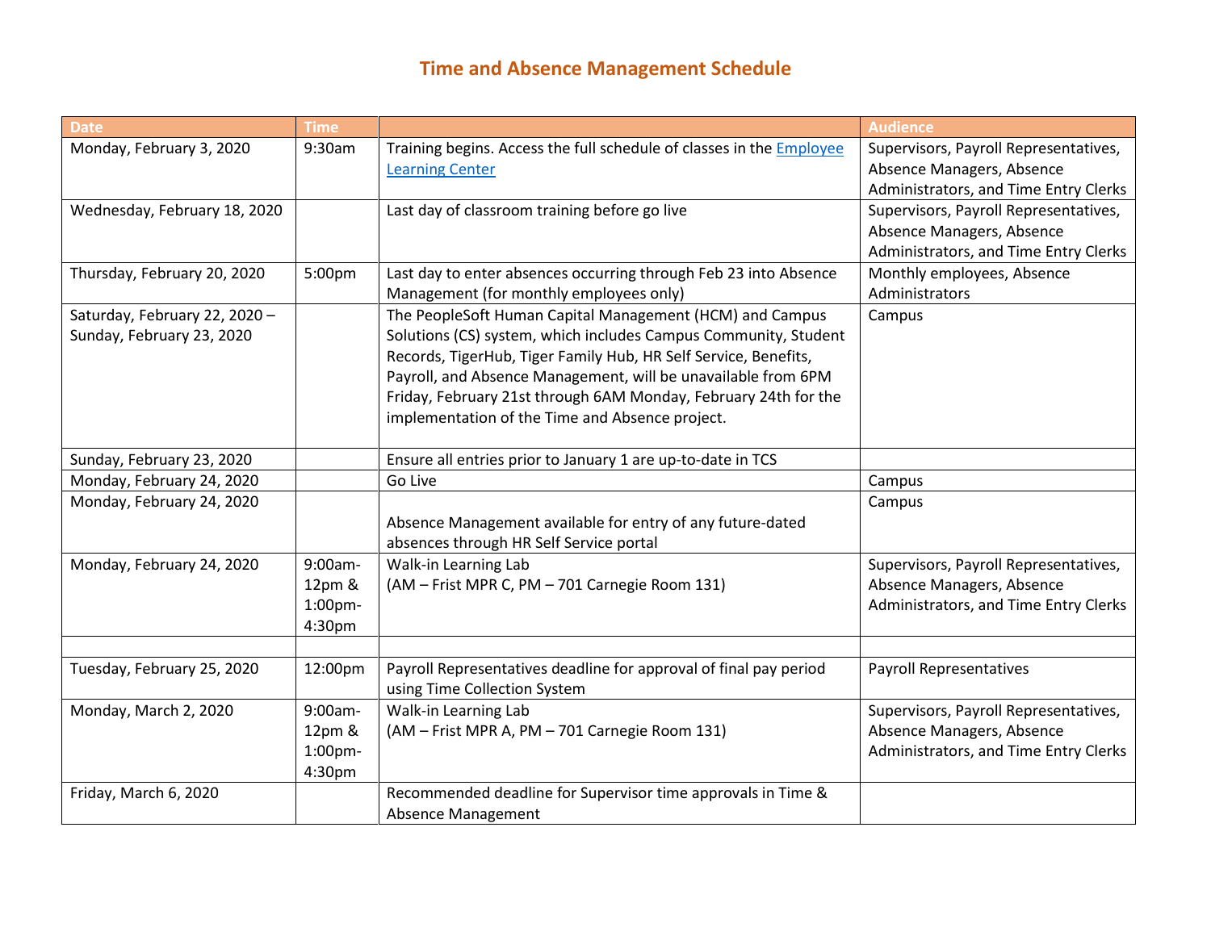# Time and Absence Management Schedule

| Date | Time | | Audience |
|---|---|---|---|
| Monday, February 3, 2020 | 9:30am | Training begins. Access the full schedule of classes in the Employee Learning Center | Supervisors, Payroll Representatives, Absence Managers, Absence Administrators, and Time Entry Clerks |
| Wednesday, February 18, 2020 | | Last day of classroom training before go live | Supervisors, Payroll Representatives, Absence Managers, Absence Administrators, and Time Entry Clerks |
| Thursday, February 20, 2020 | 5:00pm | Last day to enter absences occurring through Feb 23 into Absence Management (for monthly employees only) | Monthly employees, Absence Administrators |
| Saturday, February 22, 2020 – Sunday, February 23, 2020 | | The PeopleSoft Human Capital Management (HCM) and Campus Solutions (CS) system, which includes Campus Community, Student Records, TigerHub, Tiger Family Hub, HR Self Service, Benefits, Payroll, and Absence Management, will be unavailable from 6PM Friday, February 21st through 6AM Monday, February 24th for the implementation of the Time and Absence project. | Campus |
| Sunday, February 23, 2020 | | Ensure all entries prior to January 1 are up-to-date in TCS | |
| Monday, February 24, 2020 | | Go Live | Campus |
| Monday, February 24, 2020 | | Absence Management available for entry of any future-dated absences through HR Self Service portal | Campus |
| Monday, February 24, 2020 | 9:00am-12pm & 1:00pm-4:30pm | Walk-in Learning Lab (AM – Frist MPR C, PM – 701 Carnegie Room 131) | Supervisors, Payroll Representatives, Absence Managers, Absence Administrators, and Time Entry Clerks |
| | | | |
| Tuesday, February 25, 2020 | 12:00pm | Payroll Representatives deadline for approval of final pay period using Time Collection System | Payroll Representatives |
| Monday, March 2, 2020 | 9:00am-12pm & 1:00pm-4:30pm | Walk-in Learning Lab (AM – Frist MPR A, PM – 701 Carnegie Room 131) | Supervisors, Payroll Representatives, Absence Managers, Absence Administrators, and Time Entry Clerks |
| Friday, March 6, 2020 | | Recommended deadline for Supervisor time approvals in Time & Absence Management | |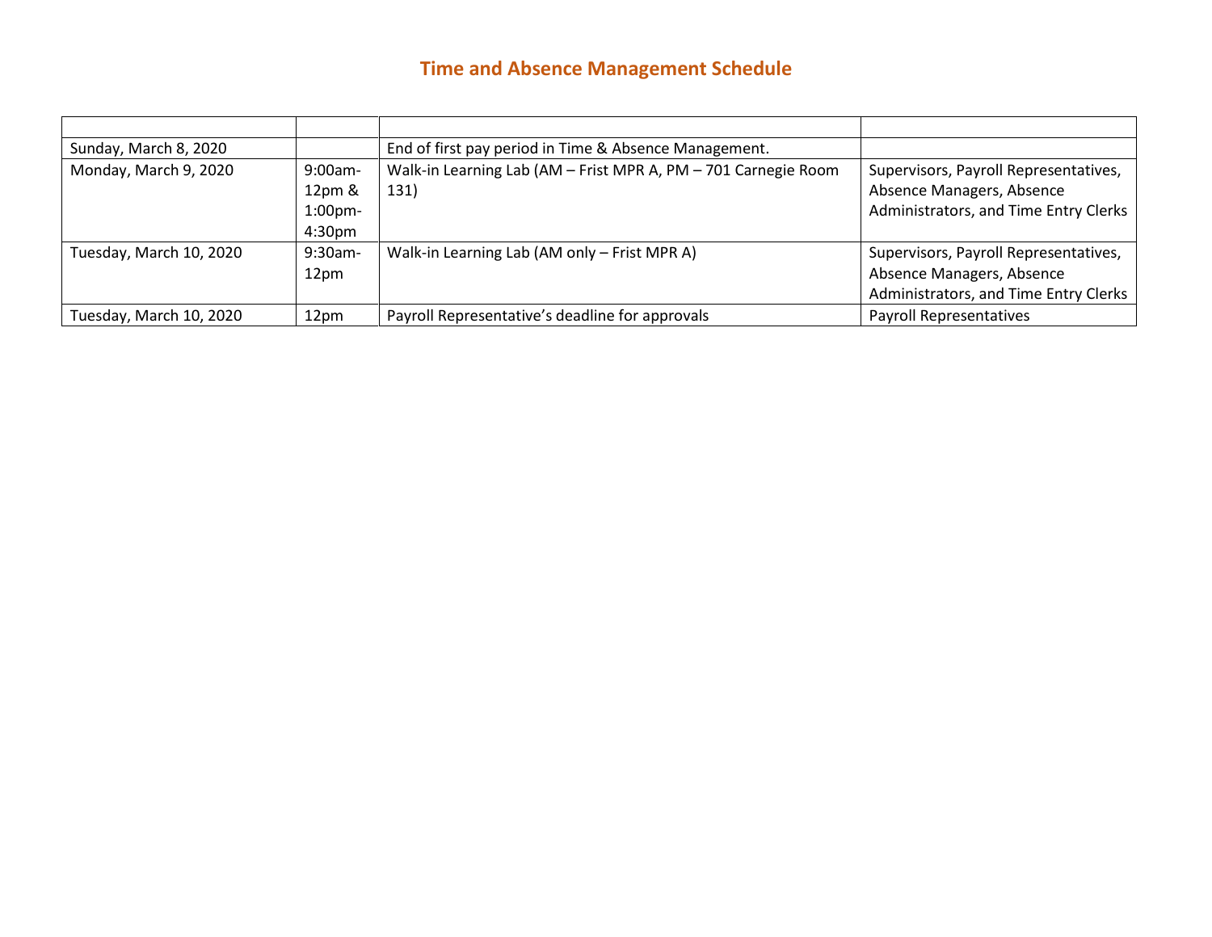## Time and Absence Management Schedule

| | | | |
|---|---|---|---|
| Sunday, March 8, 2020 | | End of first pay period in Time & Absence Management. | |
| Monday, March 9, 2020 | 9:00am-12pm & 1:00pm-4:30pm | Walk-in Learning Lab (AM – Frist MPR A, PM – 701 Carnegie Room 131) | Supervisors, Payroll Representatives, Absence Managers, Absence Administrators, and Time Entry Clerks |
| Tuesday, March 10, 2020 | 9:30am-12pm | Walk-in Learning Lab (AM only – Frist MPR A) | Supervisors, Payroll Representatives, Absence Managers, Absence Administrators, and Time Entry Clerks |
| Tuesday, March 10, 2020 | 12pm | Payroll Representative's deadline for approvals | Payroll Representatives |